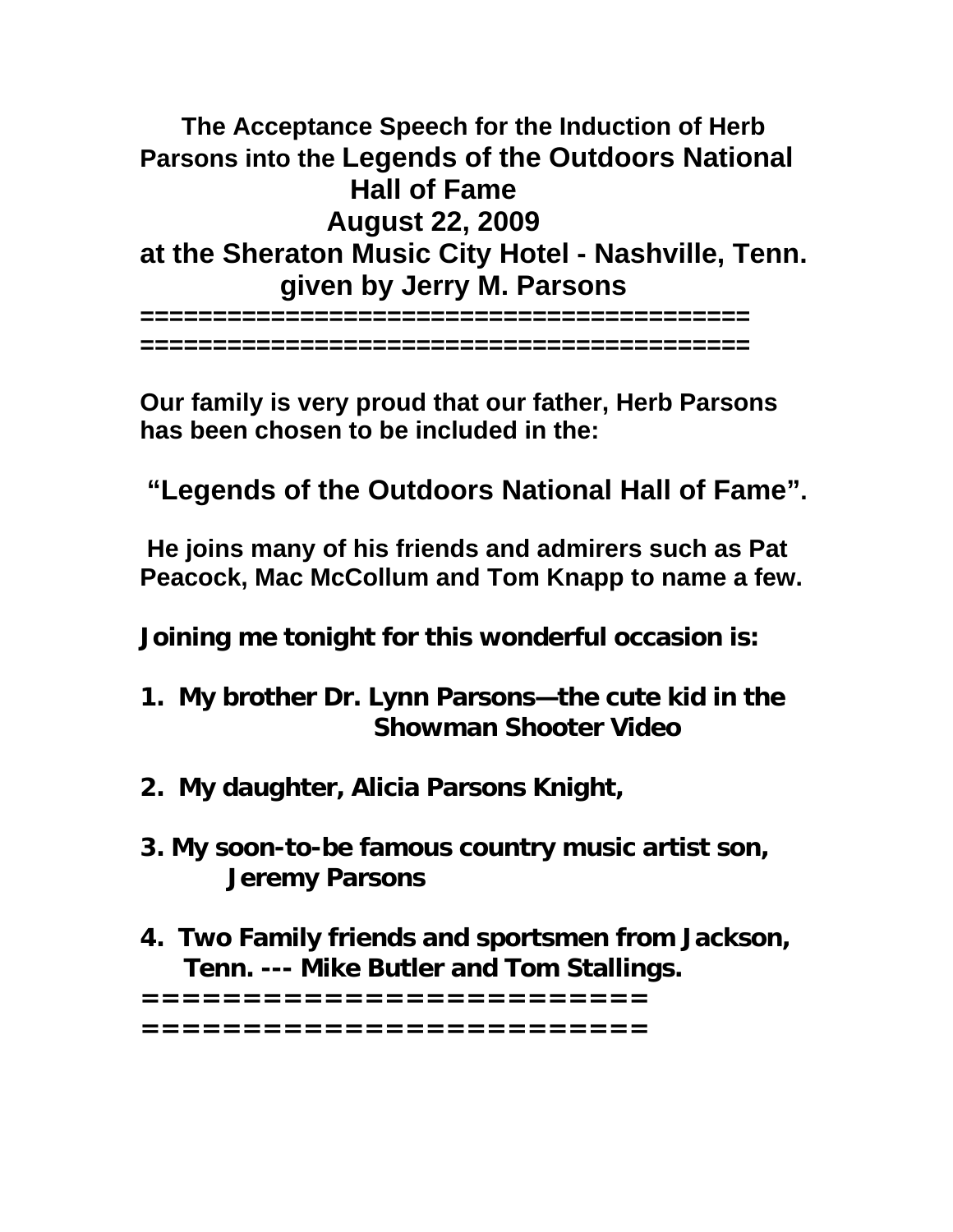# The Acceptance Speech for the Induction of Herb Parsons into the Legends of the Outdoors National Hall of Fame

## August 22, 2009

## at the Sheraton Music City Hotel - Nashville, Tenn.

## given by Jerry M. Parsons

==========================================
==========================================

**Our family is very proud that our father, Herb Parsons has been chosen to be included in the:**

**"Legends of the Outdoors National Hall of Fame".**

**He joins many of his friends and admirers such as Pat Peacock, Mac McCollum and Tom Knapp to name a few.**

**Joining me tonight for this wonderful occasion is:**

1. **My brother Dr. Lynn Parsons—the cute kid in the Showman Shooter Video**
2. **My daughter, Alicia Parsons Knight,**
3. **My soon-to-be famous country music artist son, Jeremy Parsons**
4. **Two Family friends and sportsmen from Jackson, Tenn. --- Mike Butler and Tom Stallings.**

=========================
=========================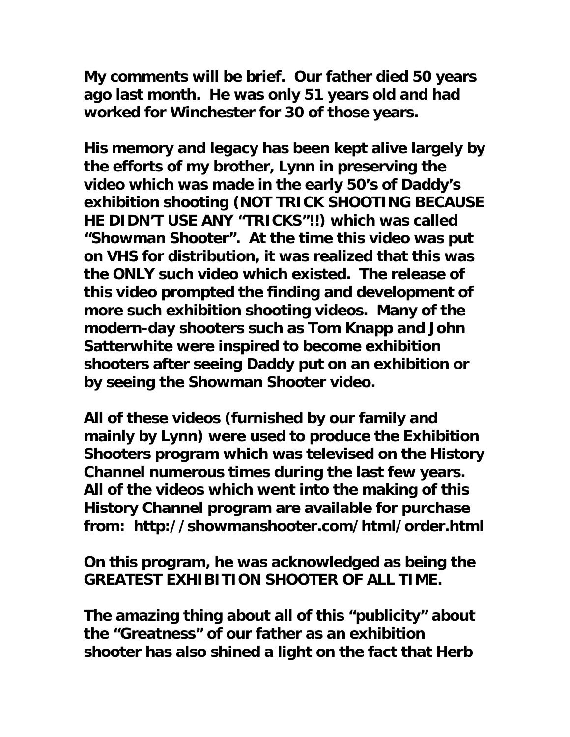**My comments will be brief. Our father died 50 years ago last month. He was only 51 years old and had worked for Winchester for 30 of those years.**

**His memory and legacy has been kept alive largely by the efforts of my brother, Lynn in preserving the video which was made in the early 50's of Daddy's exhibition shooting (NOT TRICK SHOOTING BECAUSE HE DIDN'T USE ANY "TRICKS"!!) which was called "Showman Shooter". At the time this video was put on VHS for distribution, it was realized that this was the ONLY such video which existed. The release of this video prompted the finding and development of more such exhibition shooting videos. Many of the modern-day shooters such as Tom Knapp and John Satterwhite were inspired to become exhibition shooters after seeing Daddy put on an exhibition or by seeing the Showman Shooter video.**

**All of these videos (furnished by our family and mainly by Lynn) were used to produce the Exhibition Shooters program which was televised on the History Channel numerous times during the last few years. All of the videos which went into the making of this History Channel program are available for purchase from: http://showmanshooter.com/html/order.html**

**On this program, he was acknowledged as being the GREATEST EXHIBITION SHOOTER OF ALL TIME.**

**The amazing thing about all of this "publicity" about the "Greatness" of our father as an exhibition shooter has also shined a light on the fact that Herb**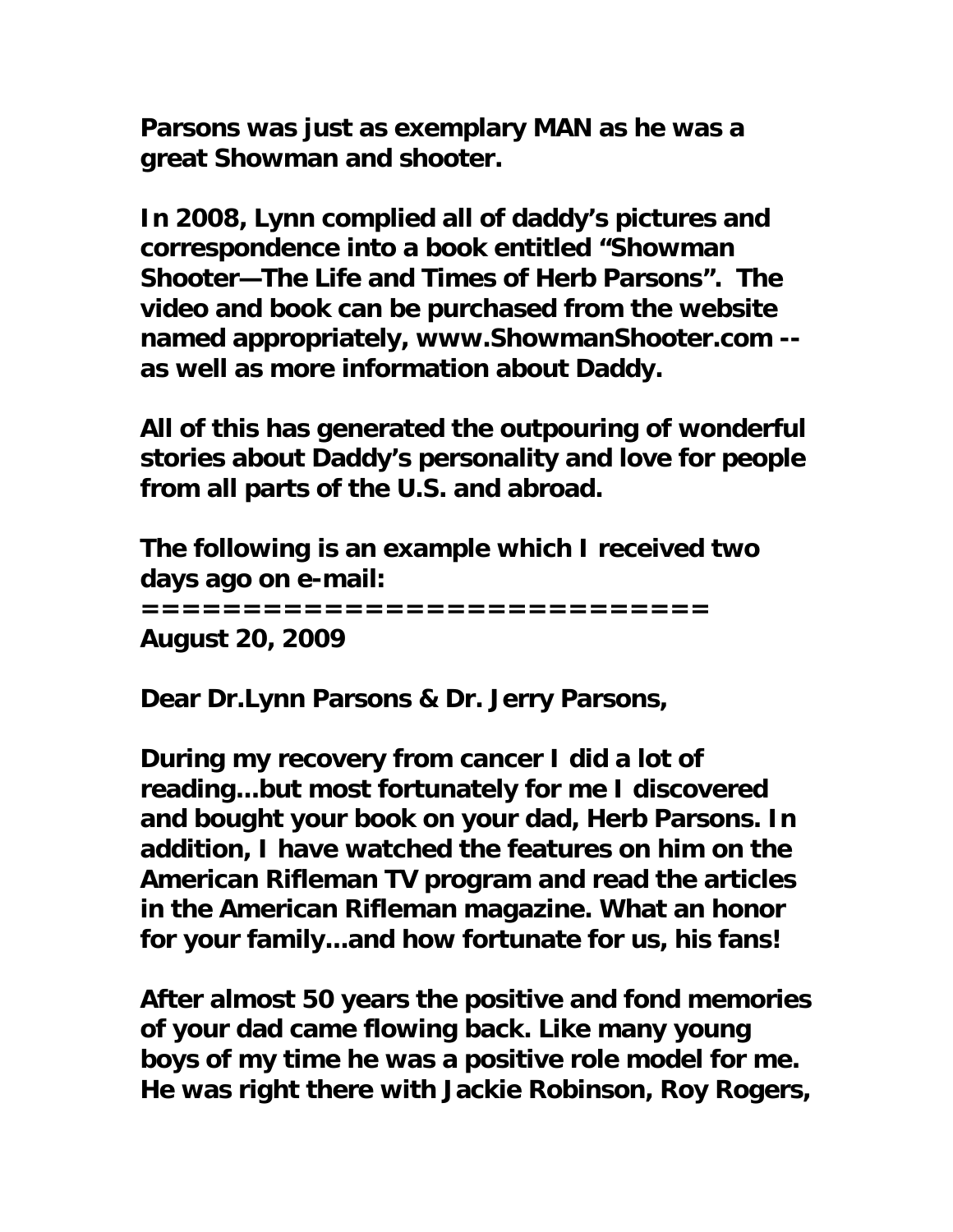**Parsons was just as exemplary MAN as he was a great Showman and shooter.**

**In 2008, Lynn complied all of daddy's pictures and correspondence into a book entitled "Showman Shooter—The Life and Times of Herb Parsons". The video and book can be purchased from the website named appropriately, www.ShowmanShooter.com -- as well as more information about Daddy.**

**All of this has generated the outpouring of wonderful stories about Daddy's personality and love for people from all parts of the U.S. and abroad.**

**The following is an example which I received two days ago on e-mail:**

**===========================**

**August 20, 2009**

**Dear Dr.Lynn Parsons & Dr. Jerry Parsons,**

**During my recovery from cancer I did a lot of reading...but most fortunately for me I discovered and bought your book on your dad, Herb Parsons. In addition, I have watched the features on him on the American Rifleman TV program and read the articles in the American Rifleman magazine. What an honor for your family...and how fortunate for us, his fans!**

**After almost 50 years the positive and fond memories of your dad came flowing back. Like many young boys of my time he was a positive role model for me. He was right there with Jackie Robinson, Roy Rogers,**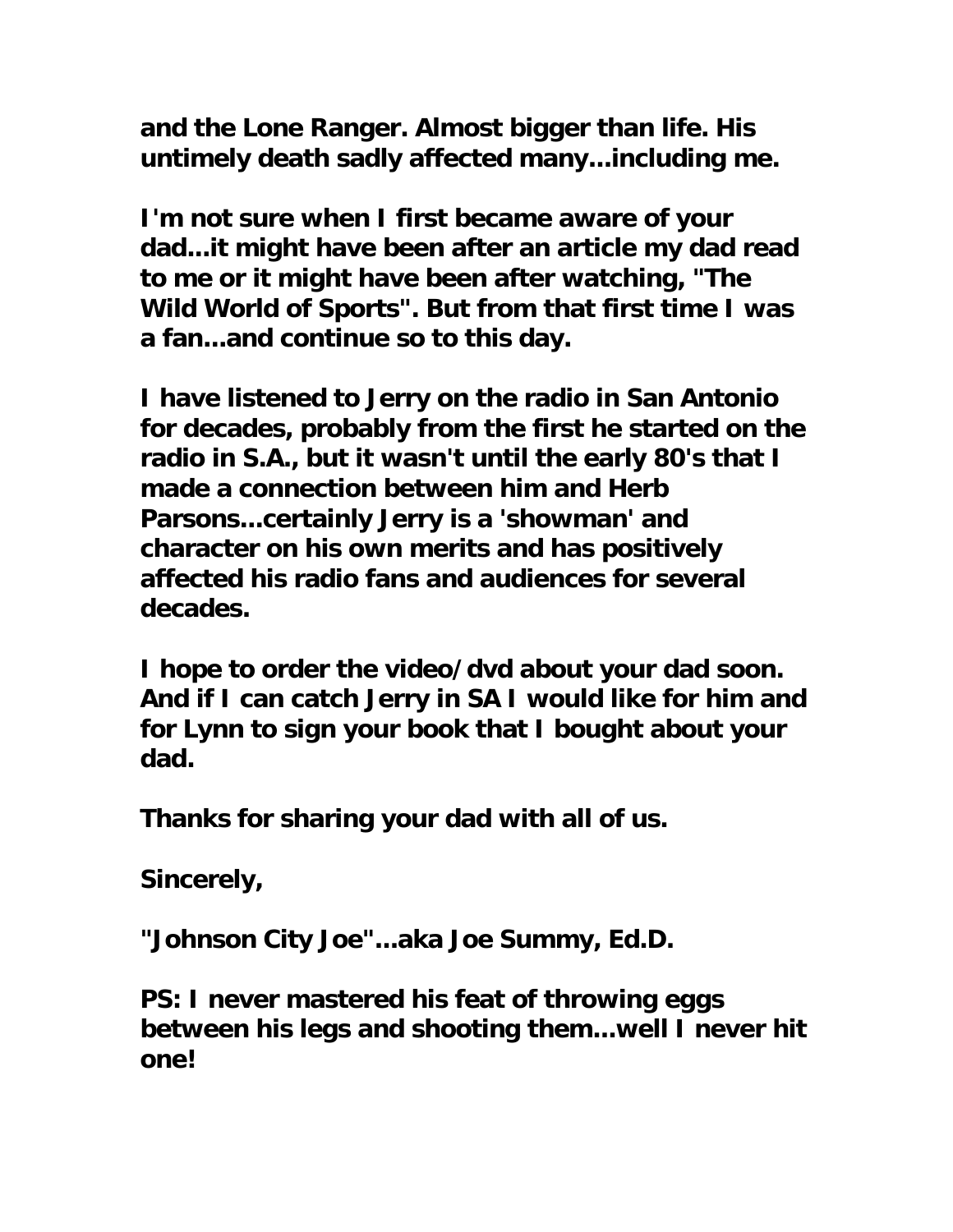**and the Lone Ranger. Almost bigger than life. His untimely death sadly affected many...including me.**

**I'm not sure when I first became aware of your dad...it might have been after an article my dad read to me or it might have been after watching, "The Wild World of Sports". But from that first time I was a fan...and continue so to this day.**

**I have listened to Jerry on the radio in San Antonio for decades, probably from the first he started on the radio in S.A., but it wasn't until the early 80's that I made a connection between him and Herb Parsons...certainly Jerry is a 'showman' and character on his own merits and has positively affected his radio fans and audiences for several decades.**

**I hope to order the video/dvd about your dad soon. And if I can catch Jerry in SA I would like for him and for Lynn to sign your book that I bought about your dad.**

**Thanks for sharing your dad with all of us.**

**Sincerely,**

**"Johnson City Joe"...aka Joe Summy, Ed.D.**

**PS: I never mastered his feat of throwing eggs between his legs and shooting them...well I never hit one!**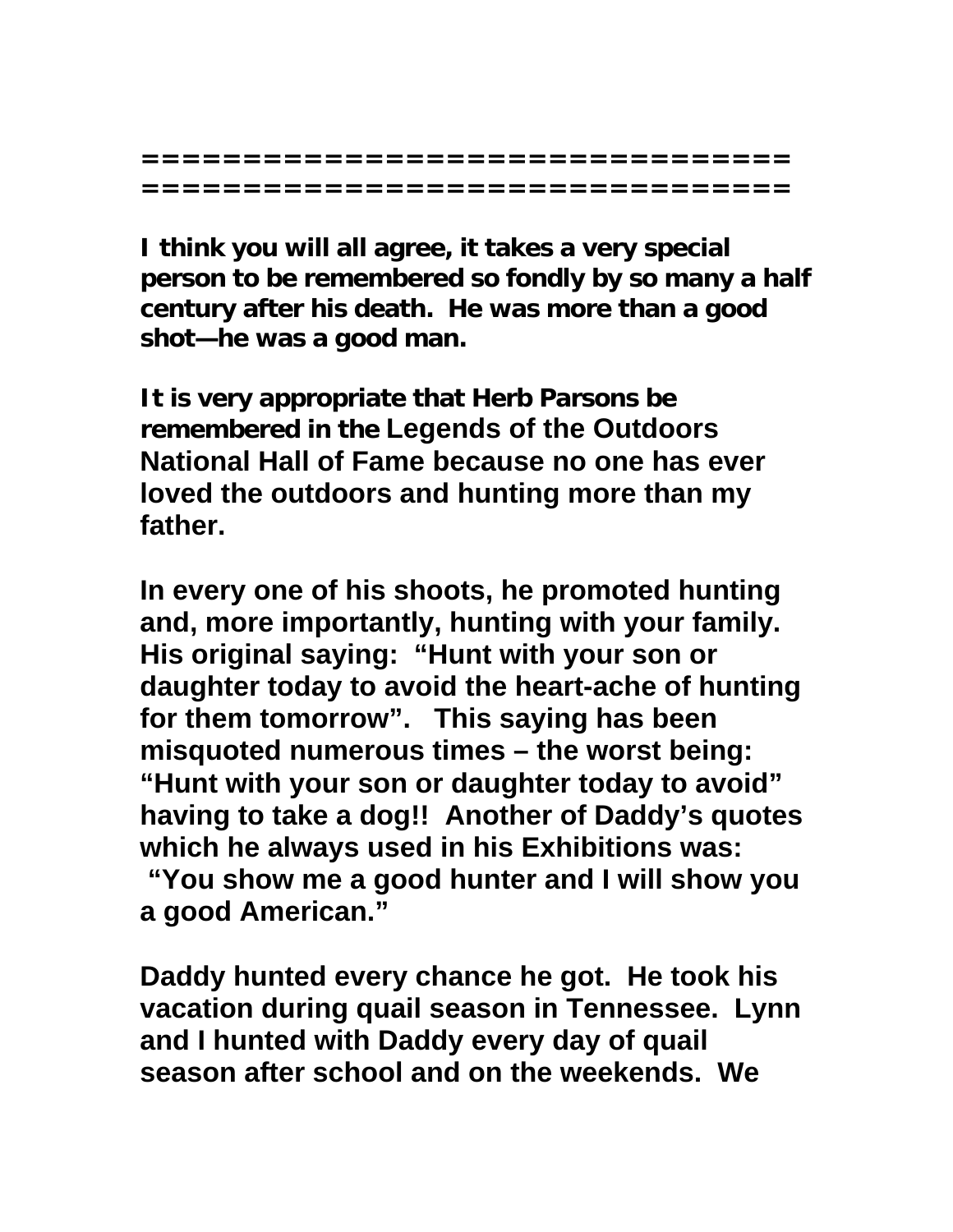=================================
=================================

**I think you will all agree, it takes a very special person to be remembered so fondly by so many a half century after his death. He was more than a good shot—he was a good man.**

**It is very appropriate that Herb Parsons be remembered in the Legends of the Outdoors National Hall of Fame because no one has ever loved the outdoors and hunting more than my father.**

**In every one of his shoots, he promoted hunting and, more importantly, hunting with your family. His original saying: "Hunt with your son or daughter today to avoid the heart-ache of hunting for them tomorrow". This saying has been misquoted numerous times – the worst being: "Hunt with your son or daughter today to avoid" having to take a dog!! Another of Daddy's quotes which he always used in his Exhibitions was: "You show me a good hunter and I will show you a good American."**

**Daddy hunted every chance he got. He took his vacation during quail season in Tennessee. Lynn and I hunted with Daddy every day of quail season after school and on the weekends. We**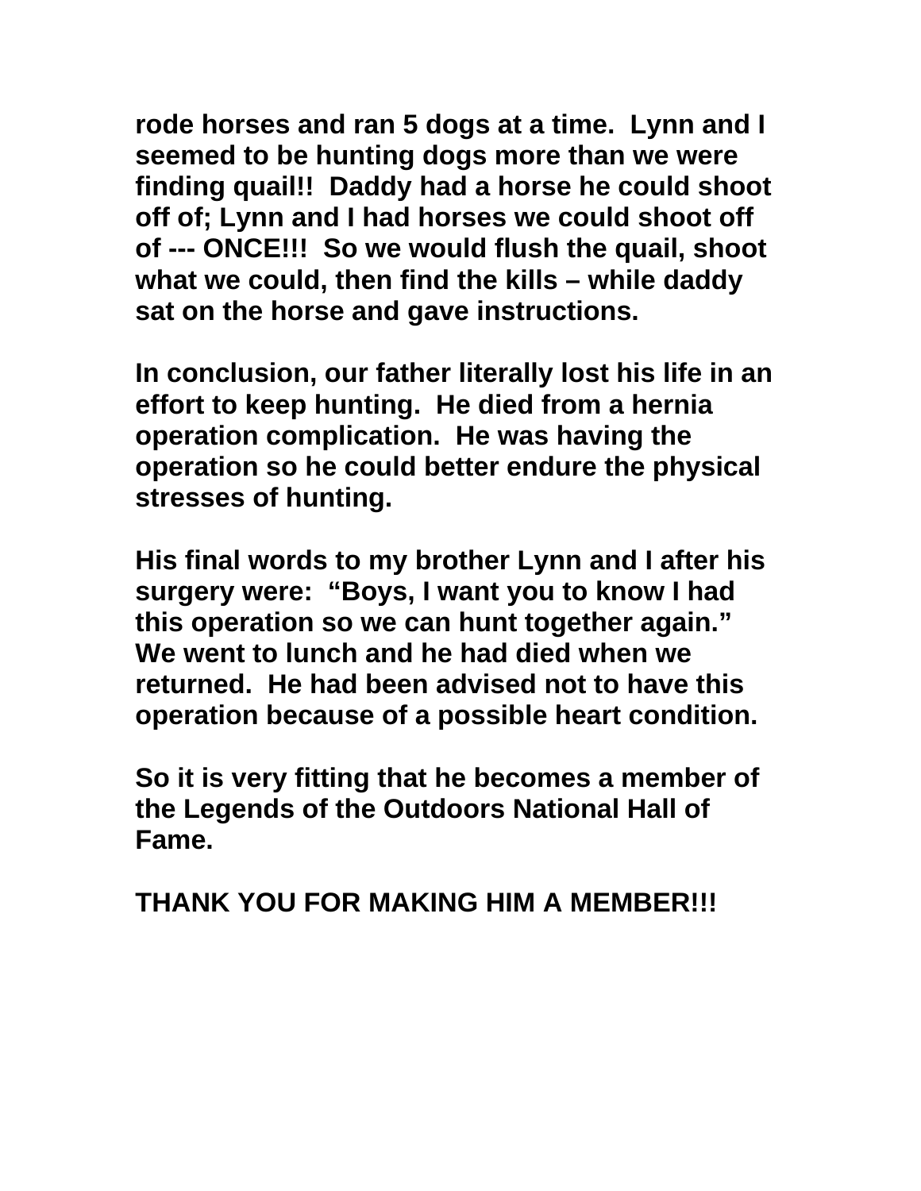**rode horses and ran 5 dogs at a time. Lynn and I seemed to be hunting dogs more than we were finding quail!! Daddy had a horse he could shoot off of; Lynn and I had horses we could shoot off of --- ONCE!!! So we would flush the quail, shoot what we could, then find the kills – while daddy sat on the horse and gave instructions.**

**In conclusion, our father literally lost his life in an effort to keep hunting. He died from a hernia operation complication. He was having the operation so he could better endure the physical stresses of hunting.**

**His final words to my brother Lynn and I after his surgery were: "Boys, I want you to know I had this operation so we can hunt together again." We went to lunch and he had died when we returned. He had been advised not to have this operation because of a possible heart condition.**

**So it is very fitting that he becomes a member of the Legends of the Outdoors National Hall of Fame.**

**THANK YOU FOR MAKING HIM A MEMBER!!!**